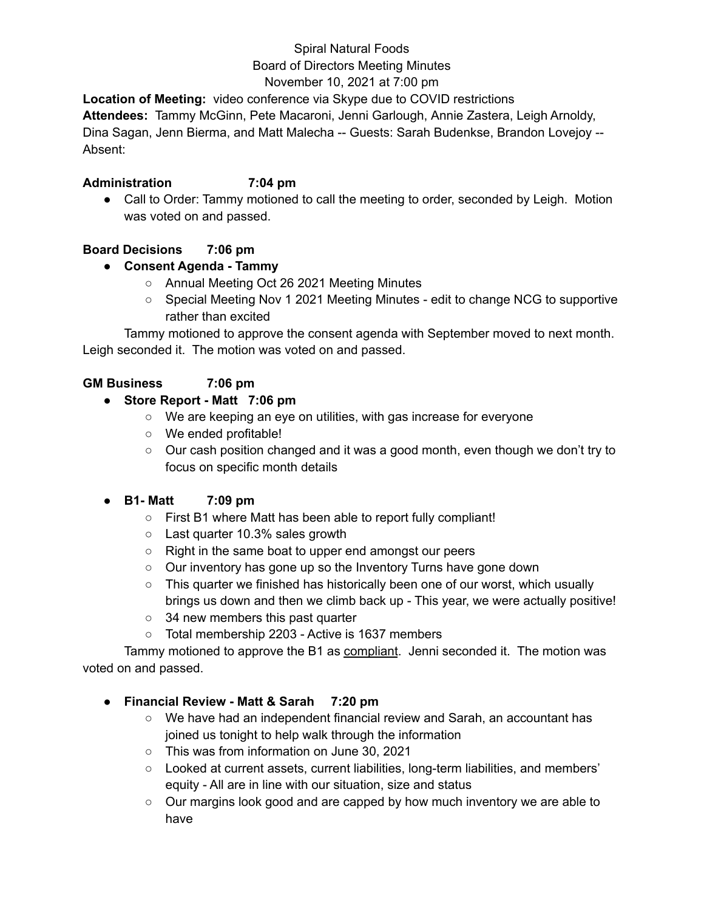Spiral Natural Foods
Board of Directors Meeting Minutes
November 10, 2021 at 7:00 pm

**Location of Meeting:** video conference via Skype due to COVID restrictions
**Attendees:** Tammy McGinn, Pete Macaroni, Jenni Garlough, Annie Zastera, Leigh Arnoldy, Dina Sagan, Jenn Bierma, and Matt Malecha -- Guests: Sarah Budenkse, Brandon Lovejoy -- Absent:

**Administration 7:04 pm**

- Call to Order: Tammy motioned to call the meeting to order, seconded by Leigh. Motion was voted on and passed.

**Board Decisions 7:06 pm**

- **Consent Agenda - Tammy**
  - Annual Meeting Oct 26 2021 Meeting Minutes
  - Special Meeting Nov 1 2021 Meeting Minutes - edit to change NCG to supportive rather than excited

Tammy motioned to approve the consent agenda with September moved to next month. Leigh seconded it. The motion was voted on and passed.

**GM Business 7:06 pm**

- **Store Report - Matt 7:06 pm**
  - We are keeping an eye on utilities, with gas increase for everyone
  - We ended profitable!
  - Our cash position changed and it was a good month, even though we don't try to focus on specific month details

- **B1- Matt 7:09 pm**
  - First B1 where Matt has been able to report fully compliant!
  - Last quarter 10.3% sales growth
  - Right in the same boat to upper end amongst our peers
  - Our inventory has gone up so the Inventory Turns have gone down
  - This quarter we finished has historically been one of our worst, which usually brings us down and then we climb back up - This year, we were actually positive!
  - 34 new members this past quarter
  - Total membership 2203 - Active is 1637 members

Tammy motioned to approve the B1 as compliant. Jenni seconded it. The motion was voted on and passed.

- **Financial Review - Matt & Sarah 7:20 pm**
  - We have had an independent financial review and Sarah, an accountant has joined us tonight to help walk through the information
  - This was from information on June 30, 2021
  - Looked at current assets, current liabilities, long-term liabilities, and members' equity - All are in line with our situation, size and status
  - Our margins look good and are capped by how much inventory we are able to have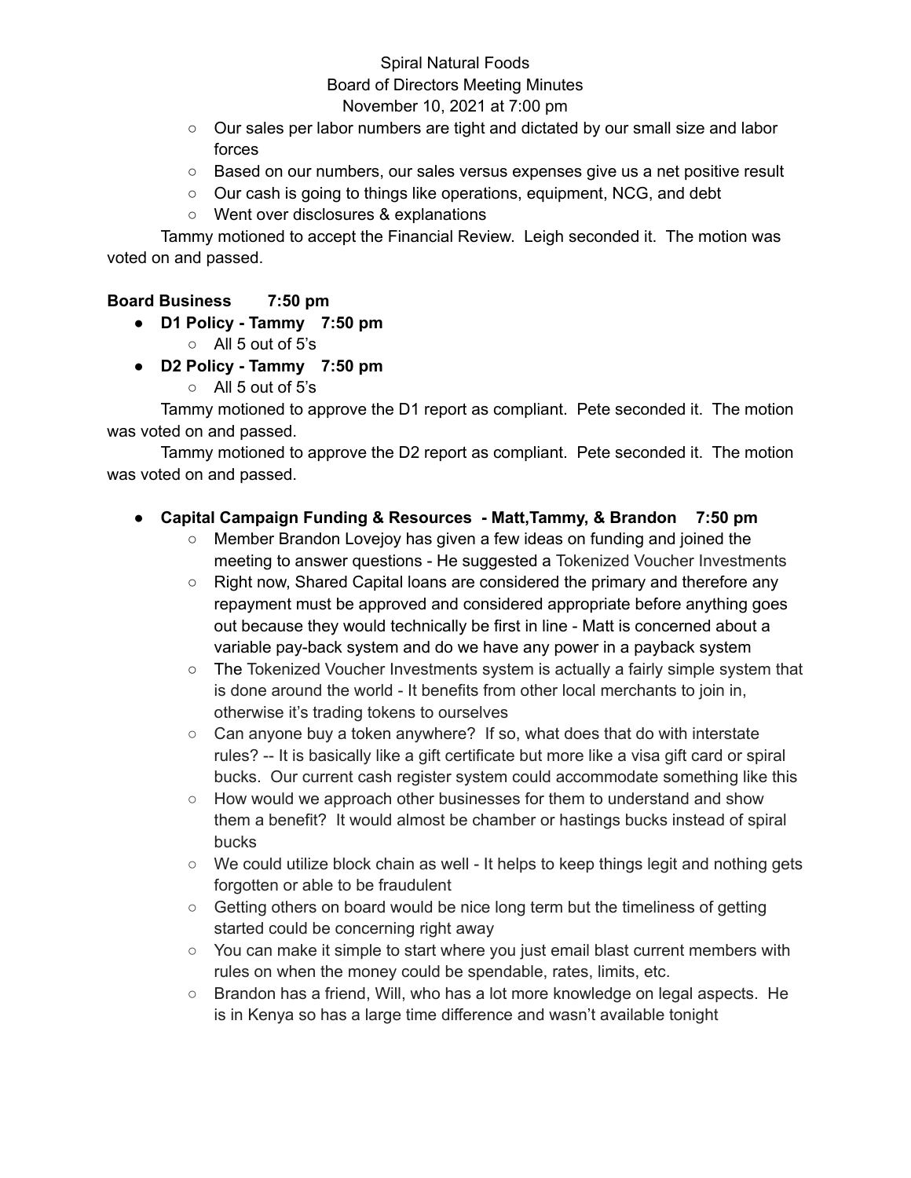- Our sales per labor numbers are tight and dictated by our small size and labor forces
- Based on our numbers, our sales versus expenses give us a net positive result
- Our cash is going to things like operations, equipment, NCG, and debt
- Went over disclosures & explanations

Tammy motioned to accept the Financial Review. Leigh seconded it. The motion was voted on and passed.

**Board Business 7:50 pm**

- **D1 Policy - Tammy 7:50 pm**
  - All 5 out of 5's
- **D2 Policy - Tammy 7:50 pm**
  - All 5 out of 5's

Tammy motioned to approve the D1 report as compliant. Pete seconded it. The motion was voted on and passed.

Tammy motioned to approve the D2 report as compliant. Pete seconded it. The motion was voted on and passed.

- **Capital Campaign Funding & Resources - Matt,Tammy, & Brandon 7:50 pm**
  - Member Brandon Lovejoy has given a few ideas on funding and joined the meeting to answer questions - He suggested a Tokenized Voucher Investments
  - Right now, Shared Capital loans are considered the primary and therefore any repayment must be approved and considered appropriate before anything goes out because they would technically be first in line - Matt is concerned about a variable pay-back system and do we have any power in a payback system
  - The Tokenized Voucher Investments system is actually a fairly simple system that is done around the world - It benefits from other local merchants to join in, otherwise it's trading tokens to ourselves
  - Can anyone buy a token anywhere? If so, what does that do with interstate rules? -- It is basically like a gift certificate but more like a visa gift card or spiral bucks. Our current cash register system could accommodate something like this
  - How would we approach other businesses for them to understand and show them a benefit? It would almost be chamber or hastings bucks instead of spiral bucks
  - We could utilize block chain as well - It helps to keep things legit and nothing gets forgotten or able to be fraudulent
  - Getting others on board would be nice long term but the timeliness of getting started could be concerning right away
  - You can make it simple to start where you just email blast current members with rules on when the money could be spendable, rates, limits, etc.
  - Brandon has a friend, Will, who has a lot more knowledge on legal aspects. He is in Kenya so has a large time difference and wasn't available tonight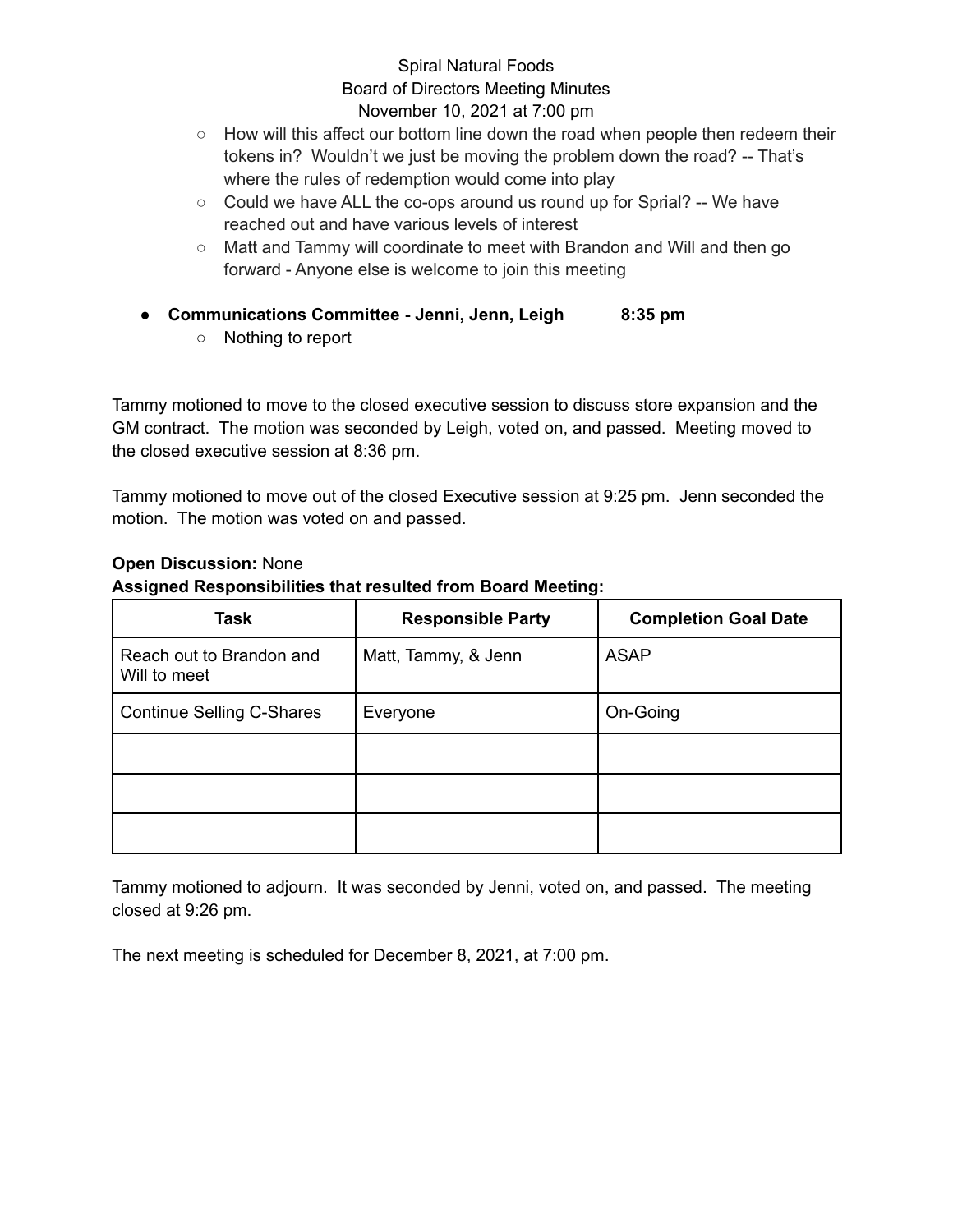- How will this affect our bottom line down the road when people then redeem their tokens in? Wouldn't we just be moving the problem down the road? -- That's where the rules of redemption would come into play
- Could we have ALL the co-ops around us round up for Sprial? -- We have reached out and have various levels of interest
- Matt and Tammy will coordinate to meet with Brandon and Will and then go forward - Anyone else is welcome to join this meeting

- **Communications Committee - Jenni, Jenn, Leigh 8:35 pm**
  - Nothing to report

Tammy motioned to move to the closed executive session to discuss store expansion and the GM contract. The motion was seconded by Leigh, voted on, and passed. Meeting moved to the closed executive session at 8:36 pm.

Tammy motioned to move out of the closed Executive session at 9:25 pm. Jenn seconded the motion. The motion was voted on and passed.

**Open Discussion:** None

**Assigned Responsibilities that resulted from Board Meeting:**

| Task | Responsible Party | Completion Goal Date |
|---|---|---|
| Reach out to Brandon and Will to meet | Matt, Tammy, & Jenn | ASAP |
| Continue Selling C-Shares | Everyone | On-Going |
| | | |
| | | |
| | | |

Tammy motioned to adjourn. It was seconded by Jenni, voted on, and passed. The meeting closed at 9:26 pm.

The next meeting is scheduled for December 8, 2021, at 7:00 pm.